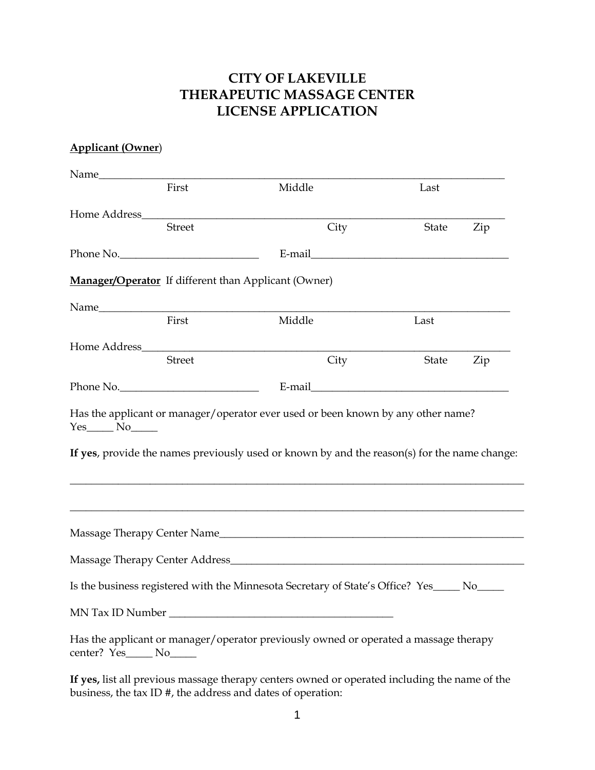# CITY OF LAKEVILLE
# THERAPEUTIC MASSAGE CENTER
# LICENSE APPLICATION

**Applicant (Owner)**

Name_______________________________________________________________________
First Middle Last

Home Address________________________________________________________________
Street City State Zip

Phone No.__________________________ E-mail_____________________________________

**Manager/Operator** If different than Applicant (Owner)

Name_______________________________________________________________________
First Middle Last

Home Address________________________________________________________________
Street City State Zip

Phone No.__________________________ E-mail_____________________________________

Has the applicant or manager/operator ever used or been known by any other name?
Yes_____ No_____

**If yes**, provide the names previously used or known by and the reason(s) for the name change:

_____________________________________________________________________________________

_____________________________________________________________________________________

Massage Therapy Center Name__________________________________________________________

Massage Therapy Center Address________________________________________________________

Is the business registered with the Minnesota Secretary of State's Office? Yes_____ No_____

MN Tax ID Number ___________________________________________

Has the applicant or manager/operator previously owned or operated a massage therapy center? Yes_____ No_____

**If yes,** list all previous massage therapy centers owned or operated including the name of the business, the tax ID #, the address and dates of operation: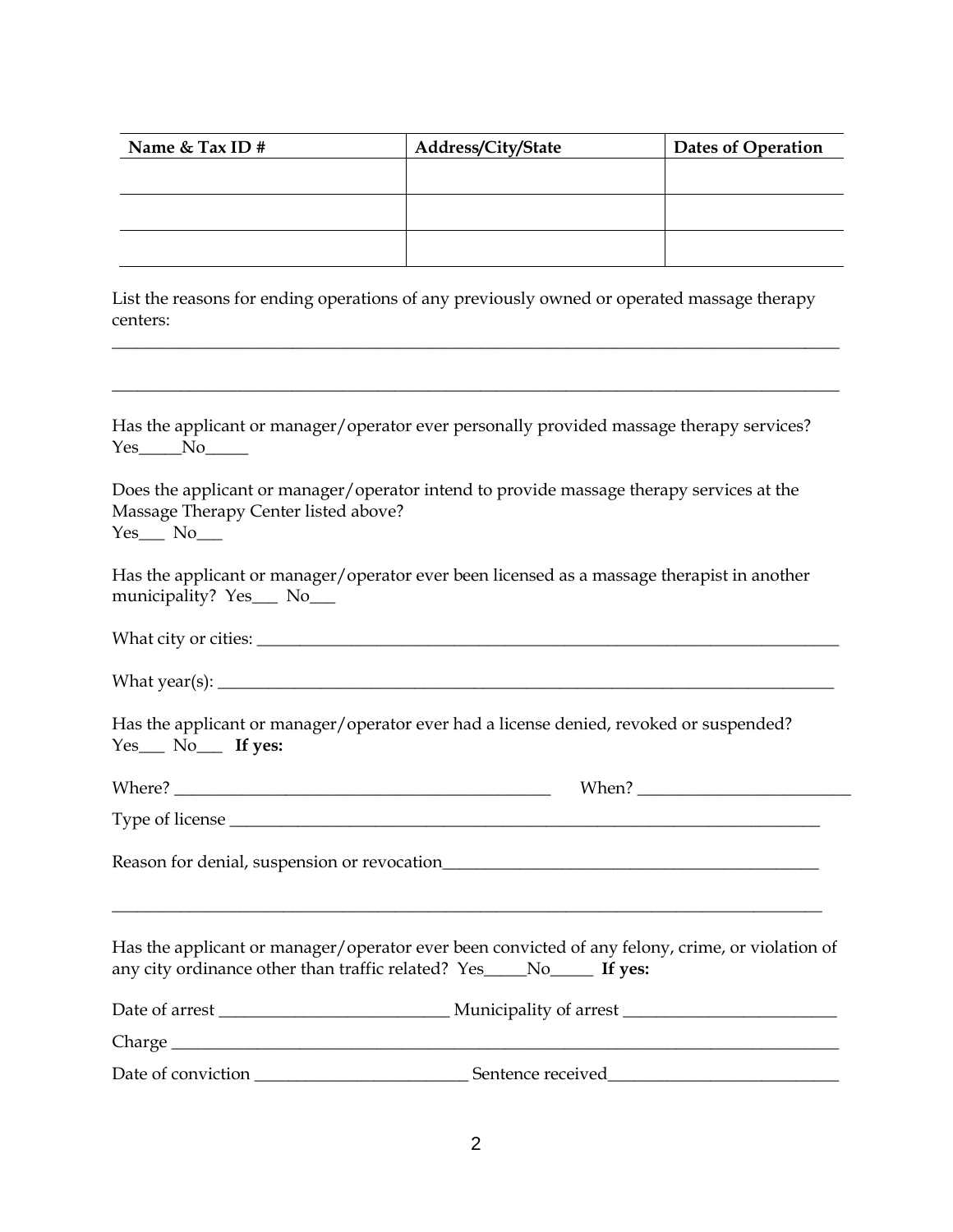| Name & Tax ID # | Address/City/State | Dates of Operation |
|---|---|---|
| | | |
| | | |
| | | |

List the reasons for ending operations of any previously owned or operated massage therapy centers:

______________________________________________________________________________________

______________________________________________________________________________________

Has the applicant or manager/operator ever personally provided massage therapy services? Yes_____No_____

Does the applicant or manager/operator intend to provide massage therapy services at the Massage Therapy Center listed above?
Yes___ No___

Has the applicant or manager/operator ever been licensed as a massage therapist in another municipality? Yes___ No___

What city or cities: ________________________________________________________________________

What year(s): ____________________________________________________________________________

Has the applicant or manager/operator ever had a license denied, revoked or suspended? Yes___ No___ **If yes:**

Where? _____________________________________________ When? _________________________

Type of license ___________________________________________________________________________

Reason for denial, suspension or revocation____________________________________________

______________________________________________________________________________________

Has the applicant or manager/operator ever been convicted of any felony, crime, or violation of any city ordinance other than traffic related? Yes_____No_____ **If yes:**

Date of arrest ___________________________ Municipality of arrest _________________________

Charge __________________________________________________________________________________

Date of conviction _________________________ Sentence received___________________________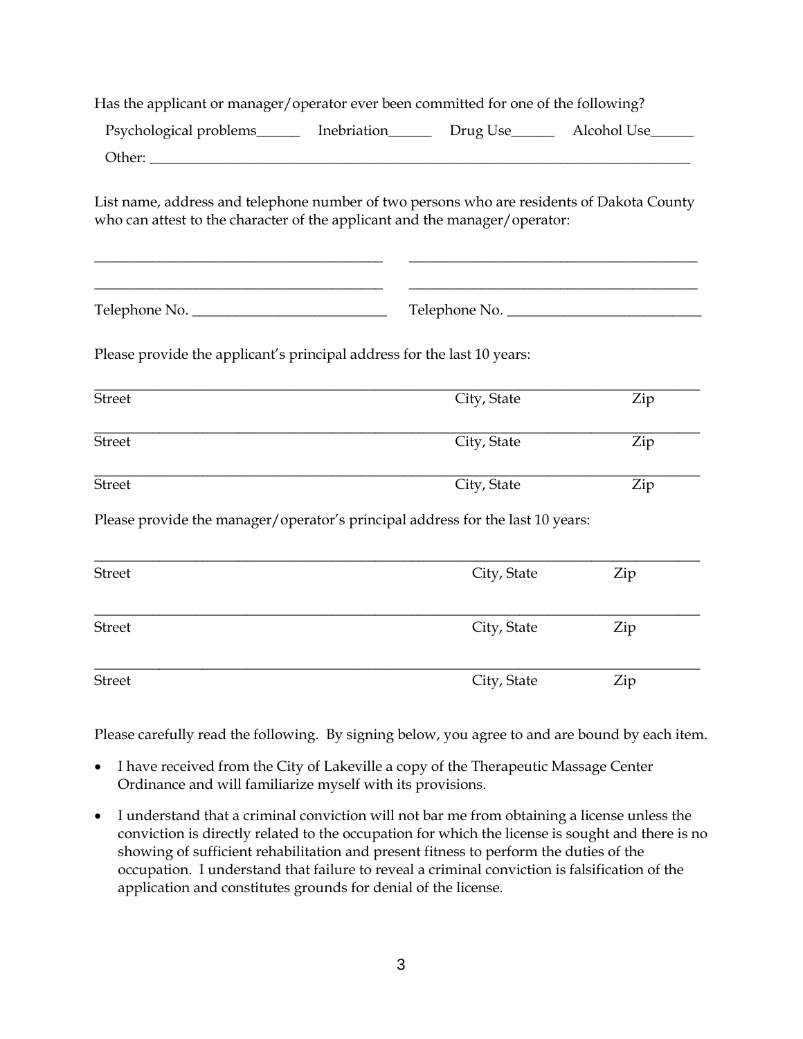Has the applicant or manager/operator ever been committed for one of the following?

Psychological problems______ Inebriation______ Drug Use______ Alcohol Use______

Other: ______________________________________________________________________________

List name, address and telephone number of two persons who are residents of Dakota County who can attest to the character of the applicant and the manager/operator:

________________________________________ ________________________________________

________________________________________ ________________________________________

Telephone No. ___________________________ Telephone No. ___________________________

Please provide the applicant's principal address for the last 10 years:

______________________________________________________________________________
Street City, State Zip

______________________________________________________________________________
Street City, State Zip

______________________________________________________________________________
Street City, State Zip

Please provide the manager/operator's principal address for the last 10 years:

______________________________________________________________________________
Street City, State Zip

______________________________________________________________________________
Street City, State Zip

______________________________________________________________________________
Street City, State Zip

Please carefully read the following. By signing below, you agree to and are bound by each item.

- I have received from the City of Lakeville a copy of the Therapeutic Massage Center Ordinance and will familiarize myself with its provisions.
- I understand that a criminal conviction will not bar me from obtaining a license unless the conviction is directly related to the occupation for which the license is sought and there is no showing of sufficient rehabilitation and present fitness to perform the duties of the occupation. I understand that failure to reveal a criminal conviction is falsification of the application and constitutes grounds for denial of the license.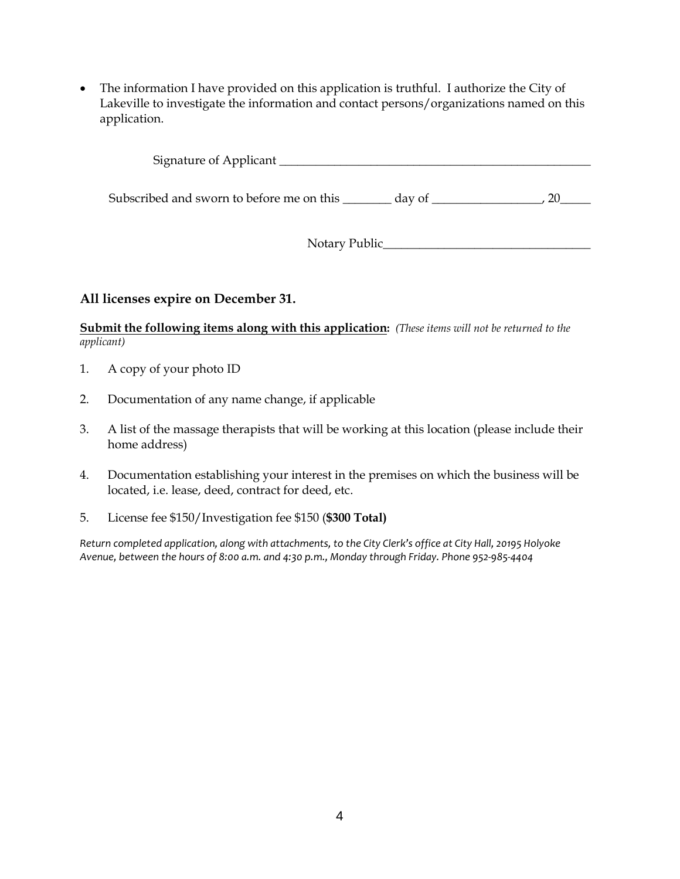- The information I have provided on this application is truthful. I authorize the City of Lakeville to investigate the information and contact persons/organizations named on this application.

Signature of Applicant ____________________________________________________

Subscribed and sworn to before me on this ________ day of _________________, 20_____

Notary Public__________________________________

### All licenses expire on December 31.

**Submit the following items along with this application:** *(These items will not be returned to the applicant)*

1. A copy of your photo ID
2. Documentation of any name change, if applicable
3. A list of the massage therapists that will be working at this location (please include their home address)
4. Documentation establishing your interest in the premises on which the business will be located, i.e. lease, deed, contract for deed, etc.
5. License fee $150/Investigation fee $150 (**$300 Total)**

*Return completed application, along with attachments, to the City Clerk's office at City Hall, 20195 Holyoke Avenue, between the hours of 8:00 a.m. and 4:30 p.m., Monday through Friday. Phone 952-985-4404*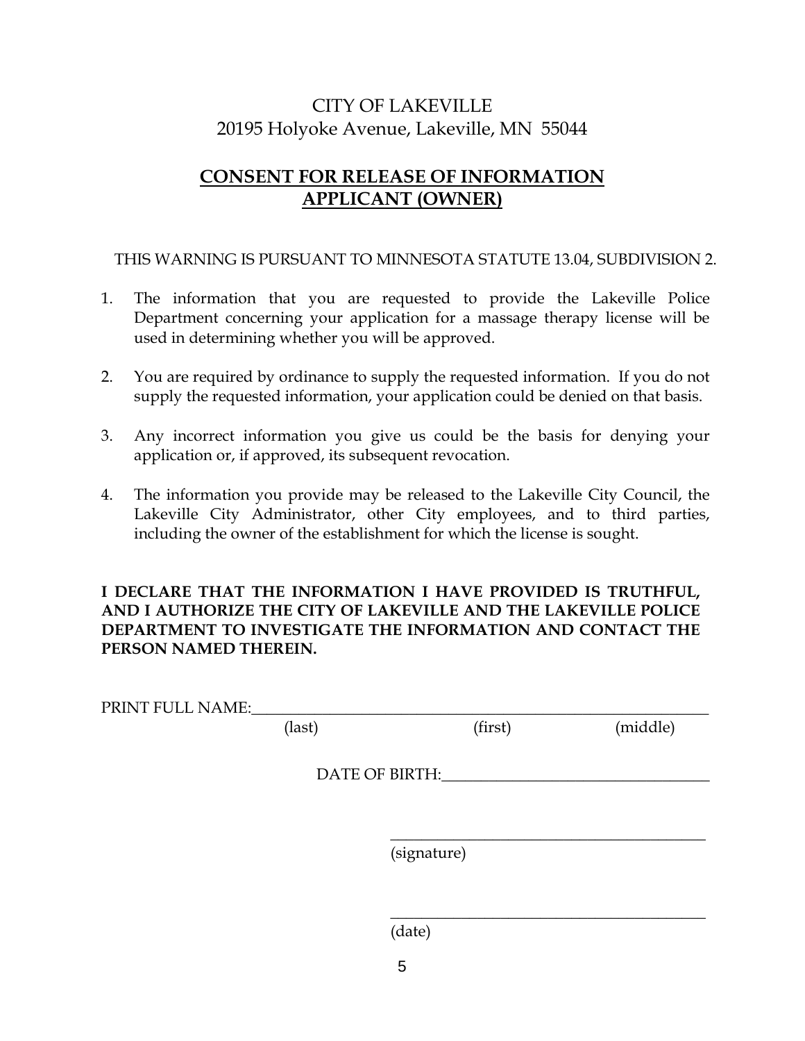CITY OF LAKEVILLE
20195 Holyoke Avenue, Lakeville, MN 55044

## CONSENT FOR RELEASE OF INFORMATION
## APPLICANT (OWNER)

THIS WARNING IS PURSUANT TO MINNESOTA STATUTE 13.04, SUBDIVISION 2.

1. The information that you are requested to provide the Lakeville Police Department concerning your application for a massage therapy license will be used in determining whether you will be approved.

2. You are required by ordinance to supply the requested information. If you do not supply the requested information, your application could be denied on that basis.

3. Any incorrect information you give us could be the basis for denying your application or, if approved, its subsequent revocation.

4. The information you provide may be released to the Lakeville City Council, the Lakeville City Administrator, other City employees, and to third parties, including the owner of the establishment for which the license is sought.

**I DECLARE THAT THE INFORMATION I HAVE PROVIDED IS TRUTHFUL, AND I AUTHORIZE THE CITY OF LAKEVILLE AND THE LAKEVILLE POLICE DEPARTMENT TO INVESTIGATE THE INFORMATION AND CONTACT THE PERSON NAMED THEREIN.**

PRINT FULL NAME:______________________________________________________________
(last) (first) (middle)

DATE OF BIRTH:__________________________________

__________________________________________
(signature)

__________________________________________
(date)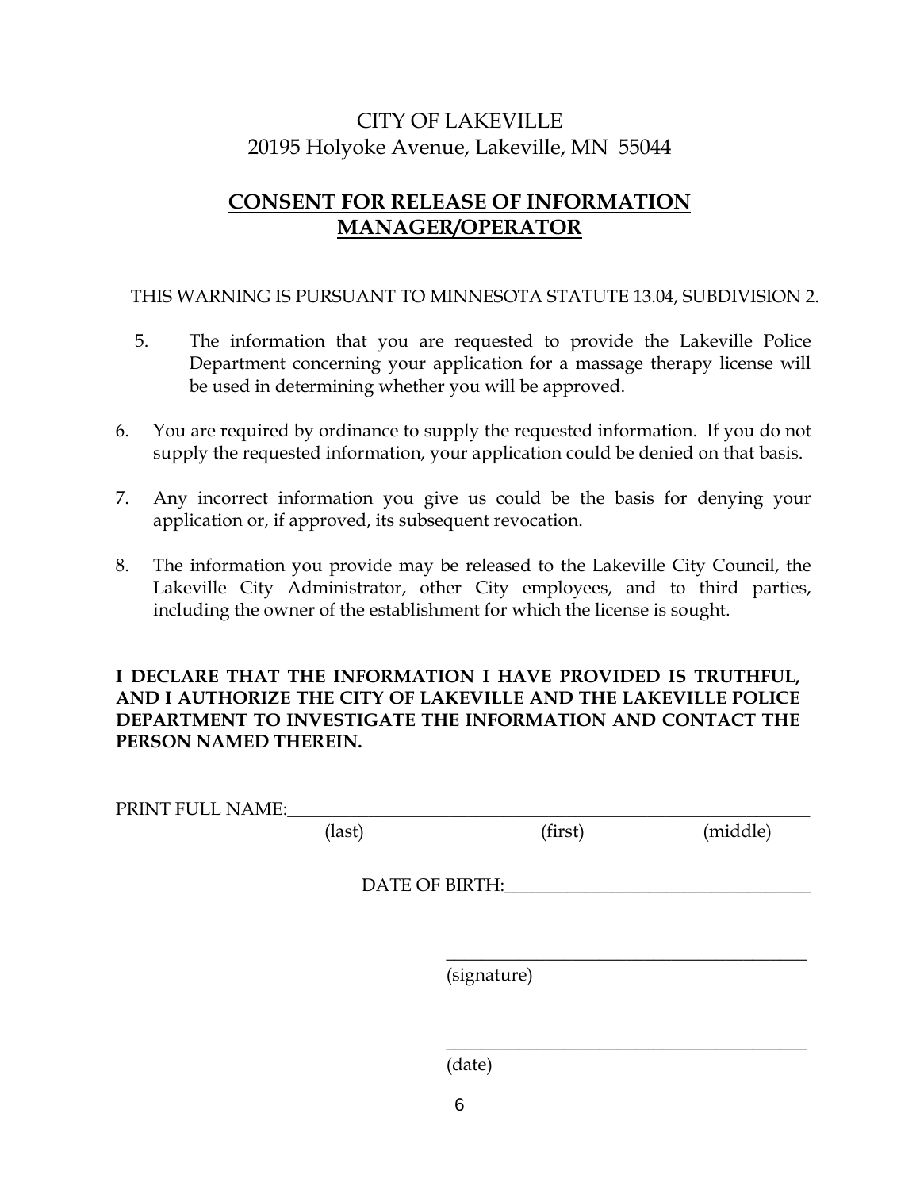CITY OF LAKEVILLE
20195 Holyoke Avenue, Lakeville, MN 55044

## CONSENT FOR RELEASE OF INFORMATION MANAGER/OPERATOR

THIS WARNING IS PURSUANT TO MINNESOTA STATUTE 13.04, SUBDIVISION 2.

5. The information that you are requested to provide the Lakeville Police Department concerning your application for a massage therapy license will be used in determining whether you will be approved.

6. You are required by ordinance to supply the requested information. If you do not supply the requested information, your application could be denied on that basis.

7. Any incorrect information you give us could be the basis for denying your application or, if approved, its subsequent revocation.

8. The information you provide may be released to the Lakeville City Council, the Lakeville City Administrator, other City employees, and to third parties, including the owner of the establishment for which the license is sought.

**I DECLARE THAT THE INFORMATION I HAVE PROVIDED IS TRUTHFUL, AND I AUTHORIZE THE CITY OF LAKEVILLE AND THE LAKEVILLE POLICE DEPARTMENT TO INVESTIGATE THE INFORMATION AND CONTACT THE PERSON NAMED THEREIN.**

PRINT FULL NAME:______________________________________________
(last) (first) (middle)

DATE OF BIRTH:______________________________

______________________________
(signature)

______________________________
(date)